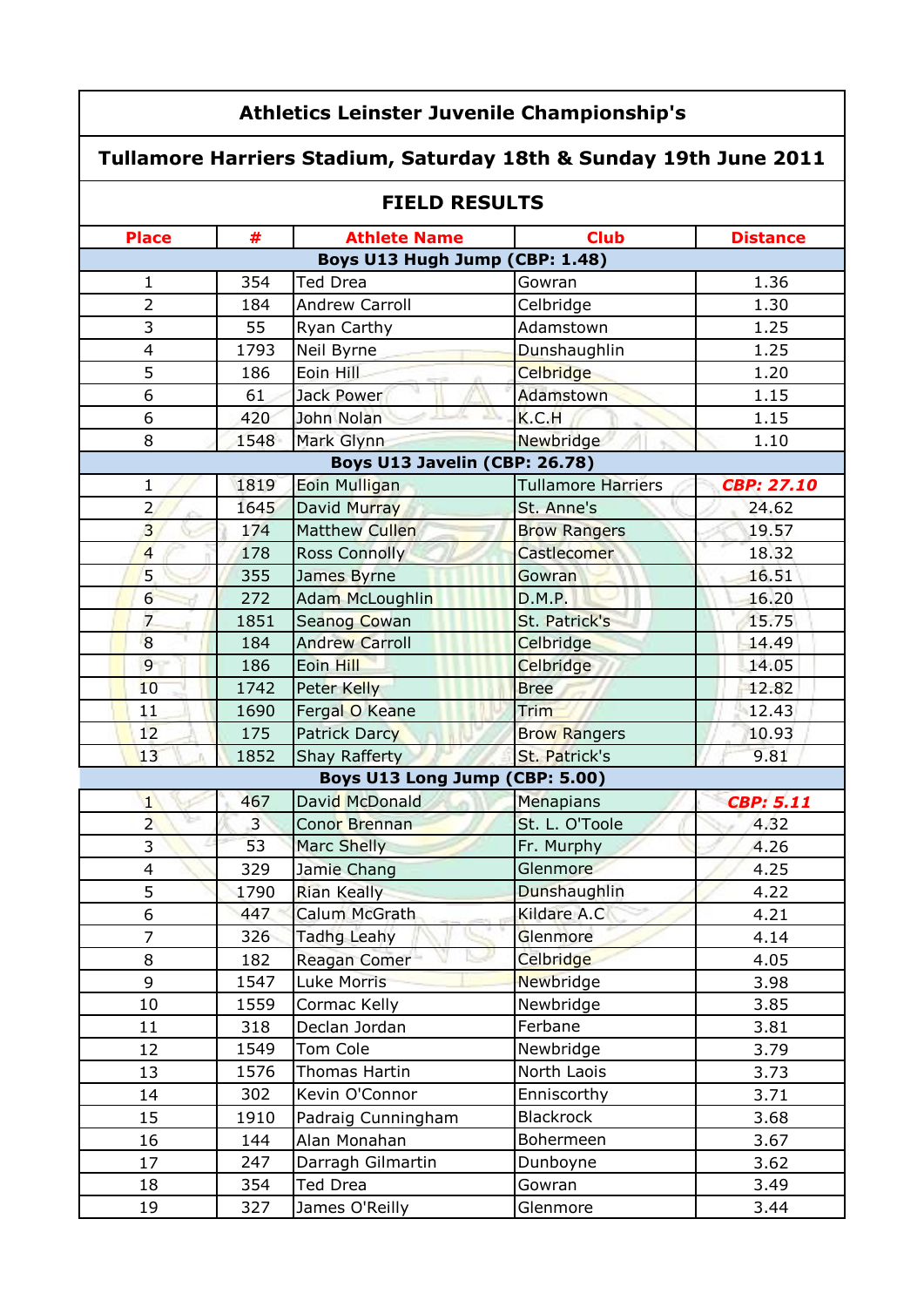# Athletics Leinster Juvenile Championship's

## Tullamore Harriers Stadium, Saturday 18th & Sunday 19th June 2011

## FIELD RESULTS

| Place | # | Athlete Name | Club | Distance |
|---|---|---|---|---|
| **Boys U13 Hugh Jump (CBP: 1.48)** | | | | |
| 1 | 354 | Ted Drea | Gowran | 1.36 |
| 2 | 184 | Andrew Carroll | Celbridge | 1.30 |
| 3 | 55 | Ryan Carthy | Adamstown | 1.25 |
| 4 | 1793 | Neil Byrne | Dunshaughlin | 1.25 |
| 5 | 186 | Eoin Hill | Celbridge | 1.20 |
| 6 | 61 | Jack Power | Adamstown | 1.15 |
| 6 | 420 | John Nolan | K.C.H | 1.15 |
| 8 | 1548 | Mark Glynn | Newbridge | 1.10 |
| **Boys U13 Javelin (CBP: 26.78)** | | | | |
| 1 | 1819 | Eoin Mulligan | Tullamore Harriers | ***CBP: 27.10*** |
| 2 | 1645 | David Murray | St. Anne's | 24.62 |
| 3 | 174 | Matthew Cullen | Brow Rangers | 19.57 |
| 4 | 178 | Ross Connolly | Castlecomer | 18.32 |
| 5 | 355 | James Byrne | Gowran | 16.51 |
| 6 | 272 | Adam McLoughlin | D.M.P. | 16.20 |
| 7 | 1851 | Seanog Cowan | St. Patrick's | 15.75 |
| 8 | 184 | Andrew Carroll | Celbridge | 14.49 |
| 9 | 186 | Eoin Hill | Celbridge | 14.05 |
| 10 | 1742 | Peter Kelly | Bree | 12.82 |
| 11 | 1690 | Fergal O Keane | Trim | 12.43 |
| 12 | 175 | Patrick Darcy | Brow Rangers | 10.93 |
| 13 | 1852 | Shay Rafferty | St. Patrick's | 9.81 |
| **Boys U13 Long Jump (CBP: 5.00)** | | | | |
| 1 | 467 | David McDonald | Menapians | ***CBP: 5.11*** |
| 2 | 3 | Conor Brennan | St. L. O'Toole | 4.32 |
| 3 | 53 | Marc Shelly | Fr. Murphy | 4.26 |
| 4 | 329 | Jamie Chang | Glenmore | 4.25 |
| 5 | 1790 | Rian Keally | Dunshaughlin | 4.22 |
| 6 | 447 | Calum McGrath | Kildare A.C | 4.21 |
| 7 | 326 | Tadhg Leahy | Glenmore | 4.14 |
| 8 | 182 | Reagan Comer | Celbridge | 4.05 |
| 9 | 1547 | Luke Morris | Newbridge | 3.98 |
| 10 | 1559 | Cormac Kelly | Newbridge | 3.85 |
| 11 | 318 | Declan Jordan | Ferbane | 3.81 |
| 12 | 1549 | Tom Cole | Newbridge | 3.79 |
| 13 | 1576 | Thomas Hartin | North Laois | 3.73 |
| 14 | 302 | Kevin O'Connor | Enniscorthy | 3.71 |
| 15 | 1910 | Padraig Cunningham | Blackrock | 3.68 |
| 16 | 144 | Alan Monahan | Bohermeen | 3.67 |
| 17 | 247 | Darragh Gilmartin | Dunboyne | 3.62 |
| 18 | 354 | Ted Drea | Gowran | 3.49 |
| 19 | 327 | James O'Reilly | Glenmore | 3.44 |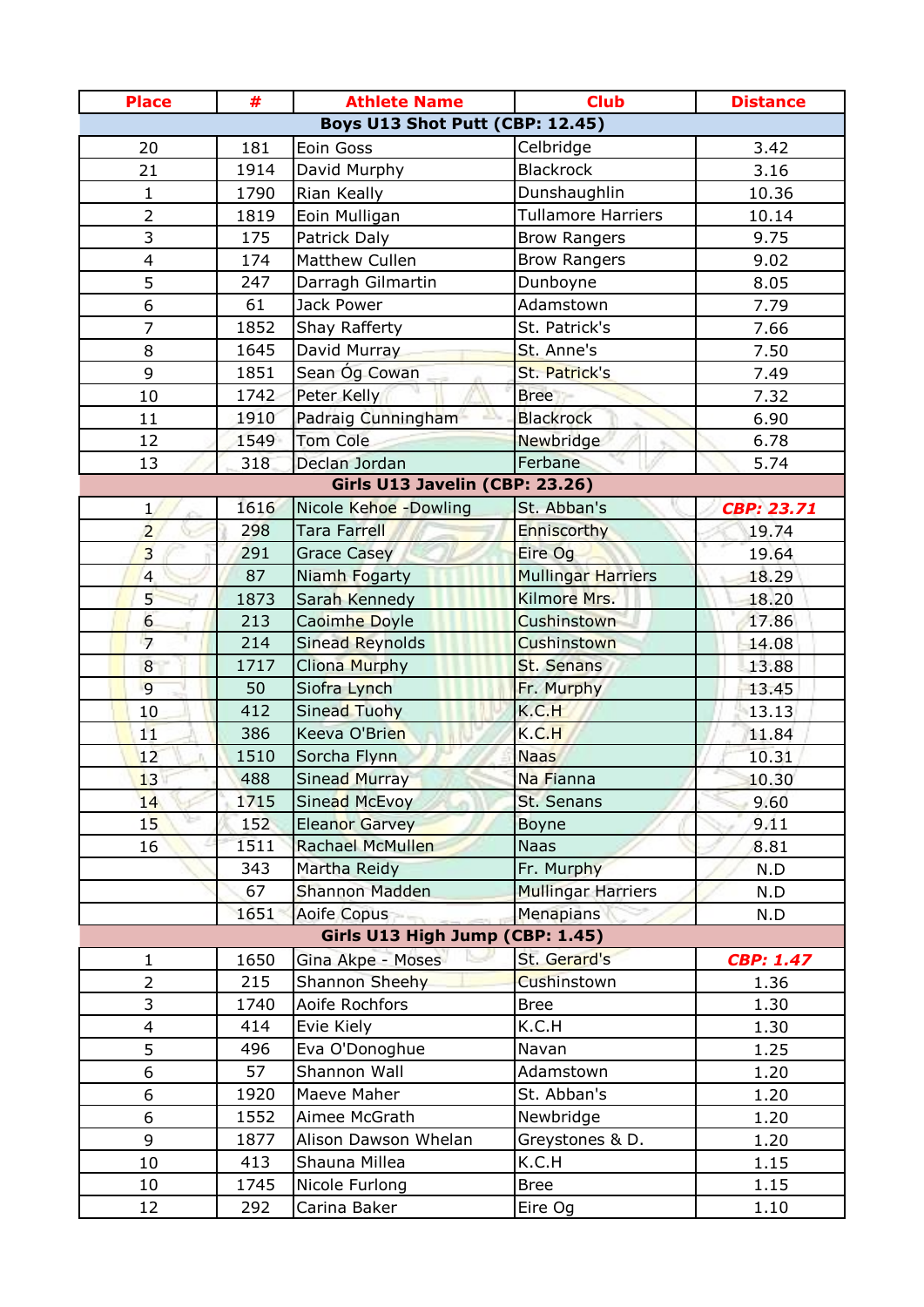| Place | # | Athlete Name | Club | Distance |
|---|---|---|---|---|
| **Boys U13 Shot Putt (CBP: 12.45)** | | | | |
| 20 | 181 | Eoin Goss | Celbridge | 3.42 |
| 21 | 1914 | David Murphy | Blackrock | 3.16 |
| 1 | 1790 | Rian Keally | Dunshaughlin | 10.36 |
| 2 | 1819 | Eoin Mulligan | Tullamore Harriers | 10.14 |
| 3 | 175 | Patrick Daly | Brow Rangers | 9.75 |
| 4 | 174 | Matthew Cullen | Brow Rangers | 9.02 |
| 5 | 247 | Darragh Gilmartin | Dunboyne | 8.05 |
| 6 | 61 | Jack Power | Adamstown | 7.79 |
| 7 | 1852 | Shay Rafferty | St. Patrick's | 7.66 |
| 8 | 1645 | David Murray | St. Anne's | 7.50 |
| 9 | 1851 | Sean Óg Cowan | St. Patrick's | 7.49 |
| 10 | 1742 | Peter Kelly | Bree | 7.32 |
| 11 | 1910 | Padraig Cunningham | Blackrock | 6.90 |
| 12 | 1549 | Tom Cole | Newbridge | 6.78 |
| 13 | 318 | Declan Jordan | Ferbane | 5.74 |
| **Girls U13 Javelin (CBP: 23.26)** | | | | |
| 1 | 1616 | Nicole Kehoe -Dowling | St. Abban's | ***CBP: 23.71*** |
| 2 | 298 | Tara Farrell | Enniscorthy | 19.74 |
| 3 | 291 | Grace Casey | Eire Og | 19.64 |
| 4 | 87 | Niamh Fogarty | Mullingar Harriers | 18.29 |
| 5 | 1873 | Sarah Kennedy | Kilmore Mrs. | 18.20 |
| 6 | 213 | Caoimhe Doyle | Cushinstown | 17.86 |
| 7 | 214 | Sinead Reynolds | Cushinstown | 14.08 |
| 8 | 1717 | Cliona Murphy | St. Senans | 13.88 |
| 9 | 50 | Siofra Lynch | Fr. Murphy | 13.45 |
| 10 | 412 | Sinead Tuohy | K.C.H | 13.13 |
| 11 | 386 | Keeva O'Brien | K.C.H | 11.84 |
| 12 | 1510 | Sorcha Flynn | Naas | 10.31 |
| 13 | 488 | Sinead Murray | Na Fianna | 10.30 |
| 14 | 1715 | Sinead McEvoy | St. Senans | 9.60 |
| 15 | 152 | Eleanor Garvey | Boyne | 9.11 |
| 16 | 1511 | Rachael McMullen | Naas | 8.81 |
| | 343 | Martha Reidy | Fr. Murphy | N.D |
| | 67 | Shannon Madden | Mullingar Harriers | N.D |
| | 1651 | Aoife Copus | Menapians | N.D |
| **Girls U13 High Jump (CBP: 1.45)** | | | | |
| 1 | 1650 | Gina Akpe - Moses | St. Gerard's | ***CBP: 1.47*** |
| 2 | 215 | Shannon Sheehy | Cushinstown | 1.36 |
| 3 | 1740 | Aoife Rochfors | Bree | 1.30 |
| 4 | 414 | Evie Kiely | K.C.H | 1.30 |
| 5 | 496 | Eva O'Donoghue | Navan | 1.25 |
| 6 | 57 | Shannon Wall | Adamstown | 1.20 |
| 6 | 1920 | Maeve Maher | St. Abban's | 1.20 |
| 6 | 1552 | Aimee McGrath | Newbridge | 1.20 |
| 9 | 1877 | Alison Dawson Whelan | Greystones & D. | 1.20 |
| 10 | 413 | Shauna Millea | K.C.H | 1.15 |
| 10 | 1745 | Nicole Furlong | Bree | 1.15 |
| 12 | 292 | Carina Baker | Eire Og | 1.10 |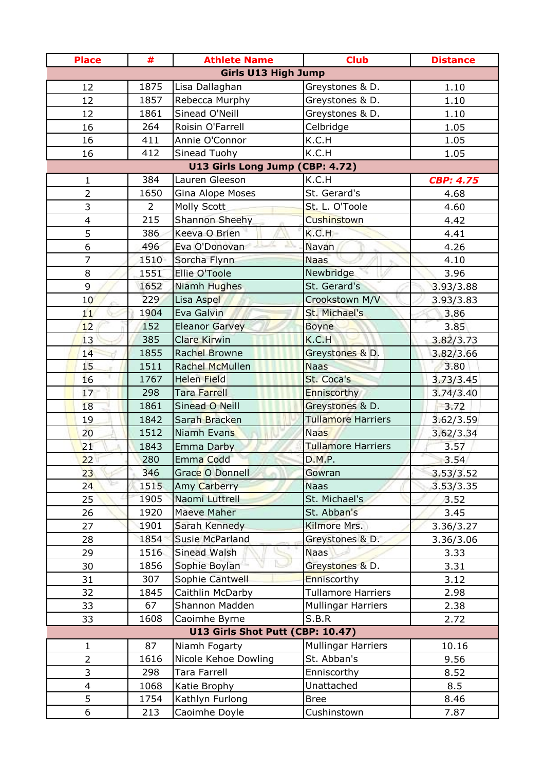| Place | # | Athlete Name | Club | Distance |
|---|---|---|---|---|
| **Girls U13 High Jump** | | | | |
| 12 | 1875 | Lisa Dallaghan | Greystones & D. | 1.10 |
| 12 | 1857 | Rebecca Murphy | Greystones & D. | 1.10 |
| 12 | 1861 | Sinead O'Neill | Greystones & D. | 1.10 |
| 16 | 264 | Roisin O'Farrell | Celbridge | 1.05 |
| 16 | 411 | Annie O'Connor | K.C.H | 1.05 |
| 16 | 412 | Sinead Tuohy | K.C.H | 1.05 |
| **U13 Girls Long Jump (CBP: 4.72)** | | | | |
| 1 | 384 | Lauren Gleeson | K.C.H | ***CBP: 4.75*** |
| 2 | 1650 | Gina Alope Moses | St. Gerard's | 4.68 |
| 3 | 2 | Molly Scott | St. L. O'Toole | 4.60 |
| 4 | 215 | Shannon Sheehy | Cushinstown | 4.42 |
| 5 | 386 | Keeva O Brien | K.C.H | 4.41 |
| 6 | 496 | Eva O'Donovan | Navan | 4.26 |
| 7 | 1510 | Sorcha Flynn | Naas | 4.10 |
| 8 | 1551 | Ellie O'Toole | Newbridge | 3.96 |
| 9 | 1652 | Niamh Hughes | St. Gerard's | 3.93/3.88 |
| 10 | 229 | Lisa Aspel | Crookstown M/V | 3.93/3.83 |
| 11 | 1904 | Eva Galvin | St. Michael's | 3.86 |
| 12 | 152 | Eleanor Garvey | Boyne | 3.85 |
| 13 | 385 | Clare Kirwin | K.C.H | 3.82/3.73 |
| 14 | 1855 | Rachel Browne | Greystones & D. | 3.82/3.66 |
| 15 | 1511 | Rachel McMullen | Naas | 3.80 |
| 16 | 1767 | Helen Field | St. Coca's | 3.73/3.45 |
| 17 | 298 | Tara Farrell | Enniscorthy | 3.74/3.40 |
| 18 | 1861 | Sinead O Neill | Greystones & D. | 3.72 |
| 19 | 1842 | Sarah Bracken | Tullamore Harriers | 3.62/3.59 |
| 20 | 1512 | Niamh Evans | Naas | 3.62/3.34 |
| 21 | 1843 | Emma Darby | Tullamore Harriers | 3.57 |
| 22 | 280 | Emma Codd | D.M.P. | 3.54 |
| 23 | 346 | Grace O Donnell | Gowran | 3.53/3.52 |
| 24 | 1515 | Amy Carberry | Naas | 3.53/3.35 |
| 25 | 1905 | Naomi Luttrell | St. Michael's | 3.52 |
| 26 | 1920 | Maeve Maher | St. Abban's | 3.45 |
| 27 | 1901 | Sarah Kennedy | Kilmore Mrs. | 3.36/3.27 |
| 28 | 1854 | Susie McParland | Greystones & D. | 3.36/3.06 |
| 29 | 1516 | Sinead Walsh | Naas | 3.33 |
| 30 | 1856 | Sophie Boylan | Greystones & D. | 3.31 |
| 31 | 307 | Sophie Cantwell | Enniscorthy | 3.12 |
| 32 | 1845 | Caithlin McDarby | Tullamore Harriers | 2.98 |
| 33 | 67 | Shannon Madden | Mullingar Harriers | 2.38 |
| 33 | 1608 | Caoimhe Byrne | S.B.R | 2.72 |
| **U13 Girls Shot Putt (CBP: 10.47)** | | | | |
| 1 | 87 | Niamh Fogarty | Mullingar Harriers | 10.16 |
| 2 | 1616 | Nicole Kehoe Dowling | St. Abban's | 9.56 |
| 3 | 298 | Tara Farrell | Enniscorthy | 8.52 |
| 4 | 1068 | Katie Brophy | Unattached | 8.5 |
| 5 | 1754 | Kathlyn Furlong | Bree | 8.46 |
| 6 | 213 | Caoimhe Doyle | Cushinstown | 7.87 |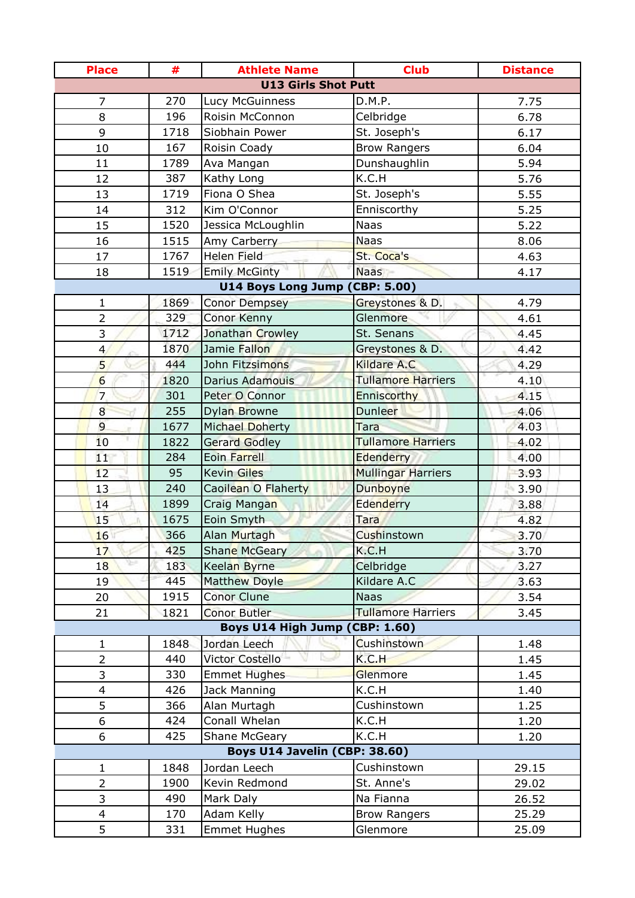| Place | # | Athlete Name | Club | Distance |
|---|---|---|---|---|
| **U13 Girls Shot Putt** | | | | |
| 7 | 270 | Lucy McGuinness | D.M.P. | 7.75 |
| 8 | 196 | Roisin McConnon | Celbridge | 6.78 |
| 9 | 1718 | Siobhain Power | St. Joseph's | 6.17 |
| 10 | 167 | Roisin Coady | Brow Rangers | 6.04 |
| 11 | 1789 | Ava Mangan | Dunshaughlin | 5.94 |
| 12 | 387 | Kathy Long | K.C.H | 5.76 |
| 13 | 1719 | Fiona O Shea | St. Joseph's | 5.55 |
| 14 | 312 | Kim O'Connor | Enniscorthy | 5.25 |
| 15 | 1520 | Jessica McLoughlin | Naas | 5.22 |
| 16 | 1515 | Amy Carberry | Naas | 8.06 |
| 17 | 1767 | Helen Field | St. Coca's | 4.63 |
| 18 | 1519 | Emily McGinty | Naas | 4.17 |
| **U14 Boys Long Jump (CBP: 5.00)** | | | | |
| 1 | 1869 | Conor Dempsey | Greystones & D. | 4.79 |
| 2 | 329 | Conor Kenny | Glenmore | 4.61 |
| 3 | 1712 | Jonathan Crowley | St. Senans | 4.45 |
| 4 | 1870 | Jamie Fallon | Greystones & D. | 4.42 |
| 5 | 444 | John Fitzsimons | Kildare A.C | 4.29 |
| 6 | 1820 | Darius Adamouis | Tullamore Harriers | 4.10 |
| 7 | 301 | Peter O Connor | Enniscorthy | 4.15 |
| 8 | 255 | Dylan Browne | Dunleer | 4.06 |
| 9 | 1677 | Michael Doherty | Tara | 4.03 |
| 10 | 1822 | Gerard Godley | Tullamore Harriers | 4.02 |
| 11 | 284 | Eoin Farrell | Edenderry | 4.00 |
| 12 | 95 | Kevin Giles | Mullingar Harriers | 3.93 |
| 13 | 240 | Caoilean O Flaherty | Dunboyne | 3.90 |
| 14 | 1899 | Craig Mangan | Edenderry | 3.88 |
| 15 | 1675 | Eoin Smyth | Tara | 4.82 |
| 16 | 366 | Alan Murtagh | Cushinstown | 3.70 |
| 17 | 425 | Shane McGeary | K.C.H | 3.70 |
| 18 | 183 | Keelan Byrne | Celbridge | 3.27 |
| 19 | 445 | Matthew Doyle | Kildare A.C | 3.63 |
| 20 | 1915 | Conor Clune | Naas | 3.54 |
| 21 | 1821 | Conor Butler | Tullamore Harriers | 3.45 |
| **Boys U14 High Jump (CBP: 1.60)** | | | | |
| 1 | 1848 | Jordan Leech | Cushinstown | 1.48 |
| 2 | 440 | Victor Costello | K.C.H | 1.45 |
| 3 | 330 | Emmet Hughes | Glenmore | 1.45 |
| 4 | 426 | Jack Manning | K.C.H | 1.40 |
| 5 | 366 | Alan Murtagh | Cushinstown | 1.25 |
| 6 | 424 | Conall Whelan | K.C.H | 1.20 |
| 6 | 425 | Shane McGeary | K.C.H | 1.20 |
| **Boys U14 Javelin (CBP: 38.60)** | | | | |
| 1 | 1848 | Jordan Leech | Cushinstown | 29.15 |
| 2 | 1900 | Kevin Redmond | St. Anne's | 29.02 |
| 3 | 490 | Mark Daly | Na Fianna | 26.52 |
| 4 | 170 | Adam Kelly | Brow Rangers | 25.29 |
| 5 | 331 | Emmet Hughes | Glenmore | 25.09 |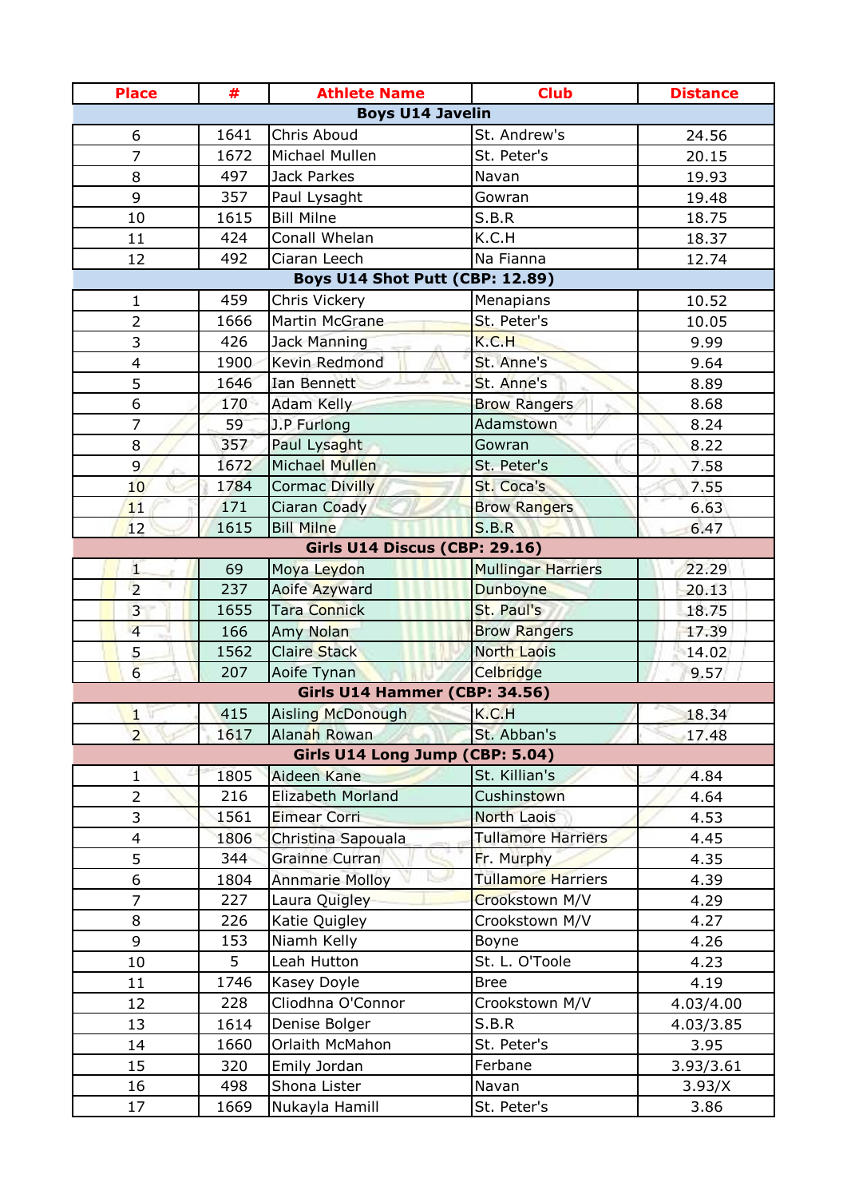| Place | # | Athlete Name | Club | Distance |
|---|---|---|---|---|
| **Boys U14 Javelin** | | | | |
| 6 | 1641 | Chris Aboud | St. Andrew's | 24.56 |
| 7 | 1672 | Michael Mullen | St. Peter's | 20.15 |
| 8 | 497 | Jack Parkes | Navan | 19.93 |
| 9 | 357 | Paul Lysaght | Gowran | 19.48 |
| 10 | 1615 | Bill Milne | S.B.R | 18.75 |
| 11 | 424 | Conall Whelan | K.C.H | 18.37 |
| 12 | 492 | Ciaran Leech | Na Fianna | 12.74 |
| **Boys U14 Shot Putt (CBP: 12.89)** | | | | |
| 1 | 459 | Chris Vickery | Menapians | 10.52 |
| 2 | 1666 | Martin McGrane | St. Peter's | 10.05 |
| 3 | 426 | Jack Manning | K.C.H | 9.99 |
| 4 | 1900 | Kevin Redmond | St. Anne's | 9.64 |
| 5 | 1646 | Ian Bennett | St. Anne's | 8.89 |
| 6 | 170 | Adam Kelly | Brow Rangers | 8.68 |
| 7 | 59 | J.P Furlong | Adamstown | 8.24 |
| 8 | 357 | Paul Lysaght | Gowran | 8.22 |
| 9 | 1672 | Michael Mullen | St. Peter's | 7.58 |
| 10 | 1784 | Cormac Divilly | St. Coca's | 7.55 |
| 11 | 171 | Ciaran Coady | Brow Rangers | 6.63 |
| 12 | 1615 | Bill Milne | S.B.R | 6.47 |
| **Girls U14 Discus (CBP: 29.16)** | | | | |
| 1 | 69 | Moya Leydon | Mullingar Harriers | 22.29 |
| 2 | 237 | Aoife Azyward | Dunboyne | 20.13 |
| 3 | 1655 | Tara Connick | St. Paul's | 18.75 |
| 4 | 166 | Amy Nolan | Brow Rangers | 17.39 |
| 5 | 1562 | Claire Stack | North Laois | 14.02 |
| 6 | 207 | Aoife Tynan | Celbridge | 9.57 |
| **Girls U14 Hammer (CBP: 34.56)** | | | | |
| 1 | 415 | Aisling McDonough | K.C.H | 18.34 |
| 2 | 1617 | Alanah Rowan | St. Abban's | 17.48 |
| **Girls U14 Long Jump (CBP: 5.04)** | | | | |
| 1 | 1805 | Aideen Kane | St. Killian's | 4.84 |
| 2 | 216 | Elizabeth Morland | Cushinstown | 4.64 |
| 3 | 1561 | Eimear Corri | North Laois | 4.53 |
| 4 | 1806 | Christina Sapouala | Tullamore Harriers | 4.45 |
| 5 | 344 | Grainne Curran | Fr. Murphy | 4.35 |
| 6 | 1804 | Annmarie Molloy | Tullamore Harriers | 4.39 |
| 7 | 227 | Laura Quigley | Crookstown M/V | 4.29 |
| 8 | 226 | Katie Quigley | Crookstown M/V | 4.27 |
| 9 | 153 | Niamh Kelly | Boyne | 4.26 |
| 10 | 5 | Leah Hutton | St. L. O'Toole | 4.23 |
| 11 | 1746 | Kasey Doyle | Bree | 4.19 |
| 12 | 228 | Cliodhna O'Connor | Crookstown M/V | 4.03/4.00 |
| 13 | 1614 | Denise Bolger | S.B.R | 4.03/3.85 |
| 14 | 1660 | Orlaith McMahon | St. Peter's | 3.95 |
| 15 | 320 | Emily Jordan | Ferbane | 3.93/3.61 |
| 16 | 498 | Shona Lister | Navan | 3.93/X |
| 17 | 1669 | Nukayla Hamill | St. Peter's | 3.86 |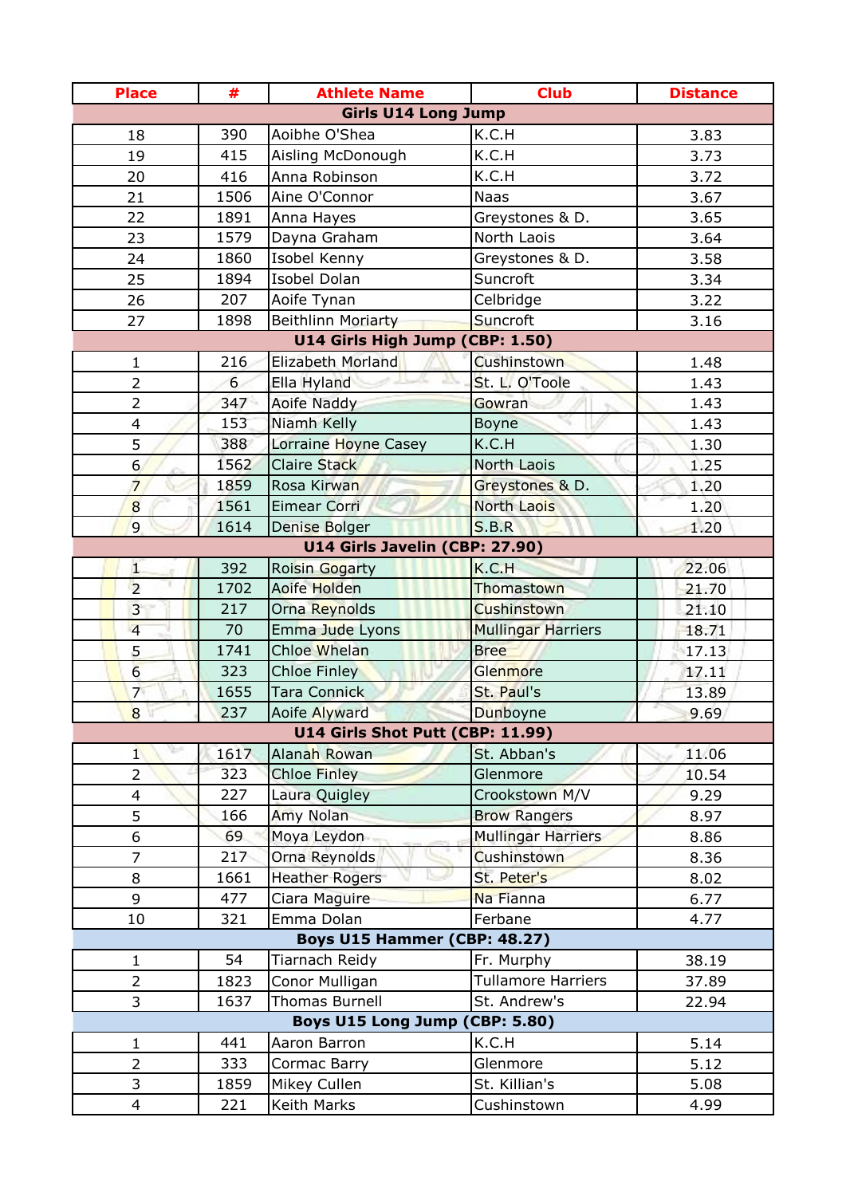| Place | # | Athlete Name | Club | Distance |
|---|---|---|---|---|
| **Girls U14 Long Jump** | | | | |
| 18 | 390 | Aoibhe O'Shea | K.C.H | 3.83 |
| 19 | 415 | Aisling McDonough | K.C.H | 3.73 |
| 20 | 416 | Anna Robinson | K.C.H | 3.72 |
| 21 | 1506 | Aine O'Connor | Naas | 3.67 |
| 22 | 1891 | Anna Hayes | Greystones & D. | 3.65 |
| 23 | 1579 | Dayna Graham | North Laois | 3.64 |
| 24 | 1860 | Isobel Kenny | Greystones & D. | 3.58 |
| 25 | 1894 | Isobel Dolan | Suncroft | 3.34 |
| 26 | 207 | Aoife Tynan | Celbridge | 3.22 |
| 27 | 1898 | Beithlinn Moriarty | Suncroft | 3.16 |
| **U14 Girls High Jump (CBP: 1.50)** | | | | |
| 1 | 216 | Elizabeth Morland | Cushinstown | 1.48 |
| 2 | 6 | Ella Hyland | St. L. O'Toole | 1.43 |
| 2 | 347 | Aoife Naddy | Gowran | 1.43 |
| 4 | 153 | Niamh Kelly | Boyne | 1.43 |
| 5 | 388 | Lorraine Hoyne Casey | K.C.H | 1.30 |
| 6 | 1562 | Claire Stack | North Laois | 1.25 |
| 7 | 1859 | Rosa Kirwan | Greystones & D. | 1.20 |
| 8 | 1561 | Eimear Corri | North Laois | 1.20 |
| 9 | 1614 | Denise Bolger | S.B.R | 1.20 |
| **U14 Girls Javelin (CBP: 27.90)** | | | | |
| 1 | 392 | Roisin Gogarty | K.C.H | 22.06 |
| 2 | 1702 | Aoife Holden | Thomastown | 21.70 |
| 3 | 217 | Orna Reynolds | Cushinstown | 21.10 |
| 4 | 70 | Emma Jude Lyons | Mullingar Harriers | 18.71 |
| 5 | 1741 | Chloe Whelan | Bree | 17.13 |
| 6 | 323 | Chloe Finley | Glenmore | 17.11 |
| 7 | 1655 | Tara Connick | St. Paul's | 13.89 |
| 8 | 237 | Aoife Alyward | Dunboyne | 9.69 |
| **U14 Girls Shot Putt (CBP: 11.99)** | | | | |
| 1 | 1617 | Alanah Rowan | St. Abban's | 11.06 |
| 2 | 323 | Chloe Finley | Glenmore | 10.54 |
| 4 | 227 | Laura Quigley | Crookstown M/V | 9.29 |
| 5 | 166 | Amy Nolan | Brow Rangers | 8.97 |
| 6 | 69 | Moya Leydon | Mullingar Harriers | 8.86 |
| 7 | 217 | Orna Reynolds | Cushinstown | 8.36 |
| 8 | 1661 | Heather Rogers | St. Peter's | 8.02 |
| 9 | 477 | Ciara Maguire | Na Fianna | 6.77 |
| 10 | 321 | Emma Dolan | Ferbane | 4.77 |
| **Boys U15 Hammer (CBP: 48.27)** | | | | |
| 1 | 54 | Tiarnach Reidy | Fr. Murphy | 38.19 |
| 2 | 1823 | Conor Mulligan | Tullamore Harriers | 37.89 |
| 3 | 1637 | Thomas Burnell | St. Andrew's | 22.94 |
| **Boys U15 Long Jump (CBP: 5.80)** | | | | |
| 1 | 441 | Aaron Barron | K.C.H | 5.14 |
| 2 | 333 | Cormac Barry | Glenmore | 5.12 |
| 3 | 1859 | Mikey Cullen | St. Killian's | 5.08 |
| 4 | 221 | Keith Marks | Cushinstown | 4.99 |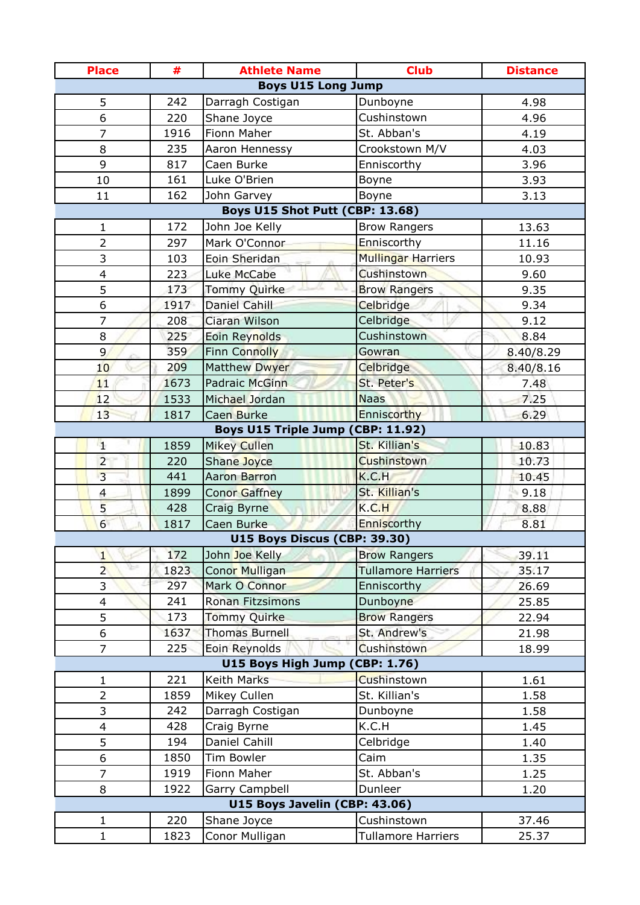| Place | # | Athlete Name | Club | Distance |
|---|---|---|---|---|
| **Boys U15 Long Jump** | | | | |
| 5 | 242 | Darragh Costigan | Dunboyne | 4.98 |
| 6 | 220 | Shane Joyce | Cushinstown | 4.96 |
| 7 | 1916 | Fionn Maher | St. Abban's | 4.19 |
| 8 | 235 | Aaron Hennessy | Crookstown M/V | 4.03 |
| 9 | 817 | Caen Burke | Enniscorthy | 3.96 |
| 10 | 161 | Luke O'Brien | Boyne | 3.93 |
| 11 | 162 | John Garvey | Boyne | 3.13 |
| **Boys U15 Shot Putt (CBP: 13.68)** | | | | |
| 1 | 172 | John Joe Kelly | Brow Rangers | 13.63 |
| 2 | 297 | Mark O'Connor | Enniscorthy | 11.16 |
| 3 | 103 | Eoin Sheridan | Mullingar Harriers | 10.93 |
| 4 | 223 | Luke McCabe | Cushinstown | 9.60 |
| 5 | 173 | Tommy Quirke | Brow Rangers | 9.35 |
| 6 | 1917 | Daniel Cahill | Celbridge | 9.34 |
| 7 | 208 | Ciaran Wilson | Celbridge | 9.12 |
| 8 | 225 | Eoin Reynolds | Cushinstown | 8.84 |
| 9 | 359 | Finn Connolly | Gowran | 8.40/8.29 |
| 10 | 209 | Matthew Dwyer | Celbridge | 8.40/8.16 |
| 11 | 1673 | Padraic McGinn | St. Peter's | 7.48 |
| 12 | 1533 | Michael Jordan | Naas | 7.25 |
| 13 | 1817 | Caen Burke | Enniscorthy | 6.29 |
| **Boys U15 Triple Jump (CBP: 11.92)** | | | | |
| 1 | 1859 | Mikey Cullen | St. Killian's | 10.83 |
| 2 | 220 | Shane Joyce | Cushinstown | 10.73 |
| 3 | 441 | Aaron Barron | K.C.H | 10.45 |
| 4 | 1899 | Conor Gaffney | St. Killian's | 9.18 |
| 5 | 428 | Craig Byrne | K.C.H | 8.88 |
| 6 | 1817 | Caen Burke | Enniscorthy | 8.81 |
| **U15 Boys Discus (CBP: 39.30)** | | | | |
| 1 | 172 | John Joe Kelly | Brow Rangers | 39.11 |
| 2 | 1823 | Conor Mulligan | Tullamore Harriers | 35.17 |
| 3 | 297 | Mark O Connor | Enniscorthy | 26.69 |
| 4 | 241 | Ronan Fitzsimons | Dunboyne | 25.85 |
| 5 | 173 | Tommy Quirke | Brow Rangers | 22.94 |
| 6 | 1637 | Thomas Burnell | St. Andrew's | 21.98 |
| 7 | 225 | Eoin Reynolds | Cushinstown | 18.99 |
| **U15 Boys High Jump (CBP: 1.76)** | | | | |
| 1 | 221 | Keith Marks | Cushinstown | 1.61 |
| 2 | 1859 | Mikey Cullen | St. Killian's | 1.58 |
| 3 | 242 | Darragh Costigan | Dunboyne | 1.58 |
| 4 | 428 | Craig Byrne | K.C.H | 1.45 |
| 5 | 194 | Daniel Cahill | Celbridge | 1.40 |
| 6 | 1850 | Tim Bowler | Caim | 1.35 |
| 7 | 1919 | Fionn Maher | St. Abban's | 1.25 |
| 8 | 1922 | Garry Campbell | Dunleer | 1.20 |
| **U15 Boys Javelin (CBP: 43.06)** | | | | |
| 1 | 220 | Shane Joyce | Cushinstown | 37.46 |
| 1 | 1823 | Conor Mulligan | Tullamore Harriers | 25.37 |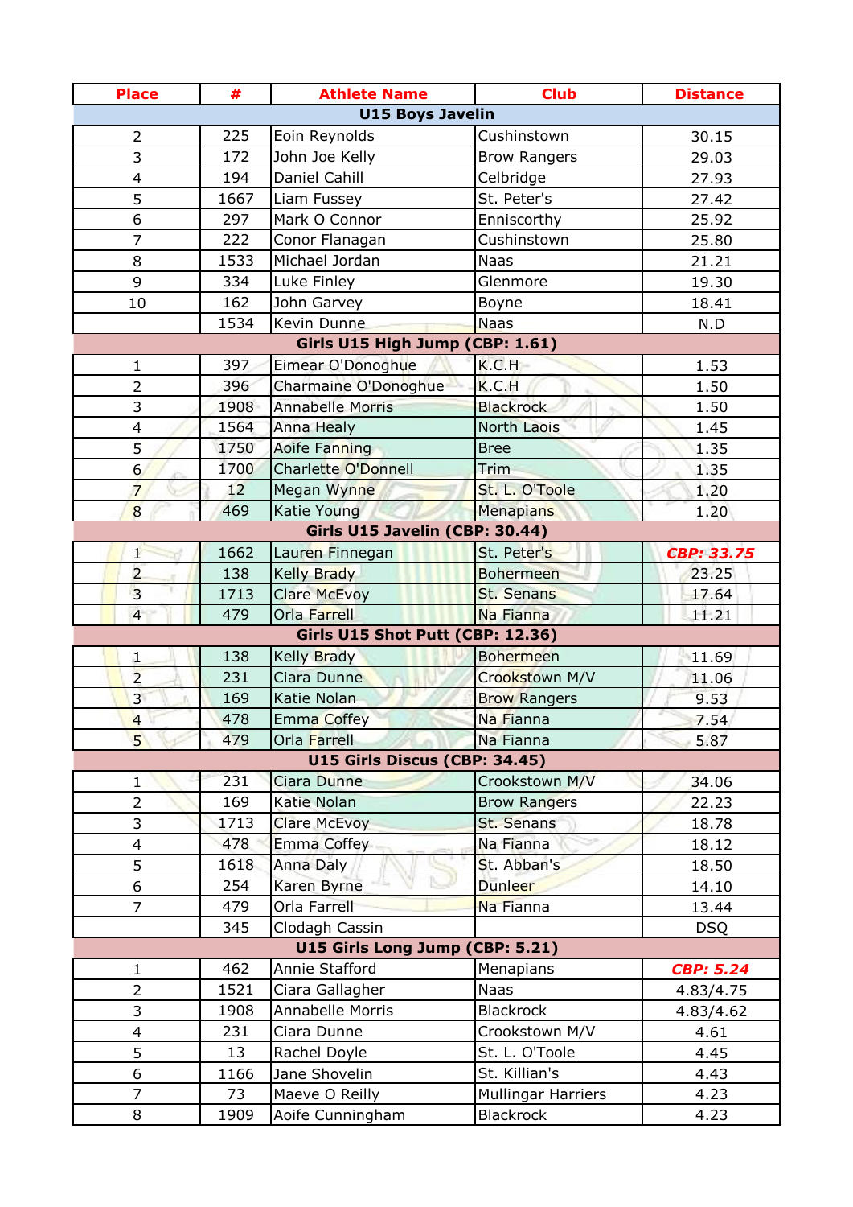| Place | # | Athlete Name | Club | Distance |
|---|---|---|---|---|
| **U15 Boys Javelin** | | | | |
| 2 | 225 | Eoin Reynolds | Cushinstown | 30.15 |
| 3 | 172 | John Joe Kelly | Brow Rangers | 29.03 |
| 4 | 194 | Daniel Cahill | Celbridge | 27.93 |
| 5 | 1667 | Liam Fussey | St. Peter's | 27.42 |
| 6 | 297 | Mark O Connor | Enniscorthy | 25.92 |
| 7 | 222 | Conor Flanagan | Cushinstown | 25.80 |
| 8 | 1533 | Michael Jordan | Naas | 21.21 |
| 9 | 334 | Luke Finley | Glenmore | 19.30 |
| 10 | 162 | John Garvey | Boyne | 18.41 |
| | 1534 | Kevin Dunne | Naas | N.D |
| **Girls U15 High Jump (CBP: 1.61)** | | | | |
| 1 | 397 | Eimear O'Donoghue | K.C.H | 1.53 |
| 2 | 396 | Charmaine O'Donoghue | K.C.H | 1.50 |
| 3 | 1908 | Annabelle Morris | Blackrock | 1.50 |
| 4 | 1564 | Anna Healy | North Laois | 1.45 |
| 5 | 1750 | Aoife Fanning | Bree | 1.35 |
| 6 | 1700 | Charlette O'Donnell | Trim | 1.35 |
| 7 | 12 | Megan Wynne | St. L. O'Toole | 1.20 |
| 8 | 469 | Katie Young | Menapians | 1.20 |
| **Girls U15 Javelin (CBP: 30.44)** | | | | |
| 1 | 1662 | Lauren Finnegan | St. Peter's | ***CBP: 33.75*** |
| 2 | 138 | Kelly Brady | Bohermeen | 23.25 |
| 3 | 1713 | Clare McEvoy | St. Senans | 17.64 |
| 4 | 479 | Orla Farrell | Na Fianna | 11.21 |
| **Girls U15 Shot Putt (CBP: 12.36)** | | | | |
| 1 | 138 | Kelly Brady | Bohermeen | 11.69 |
| 2 | 231 | Ciara Dunne | Crookstown M/V | 11.06 |
| 3 | 169 | Katie Nolan | Brow Rangers | 9.53 |
| 4 | 478 | Emma Coffey | Na Fianna | 7.54 |
| 5 | 479 | Orla Farrell | Na Fianna | 5.87 |
| **U15 Girls Discus (CBP: 34.45)** | | | | |
| 1 | 231 | Ciara Dunne | Crookstown M/V | 34.06 |
| 2 | 169 | Katie Nolan | Brow Rangers | 22.23 |
| 3 | 1713 | Clare McEvoy | St. Senans | 18.78 |
| 4 | 478 | Emma Coffey | Na Fianna | 18.12 |
| 5 | 1618 | Anna Daly | St. Abban's | 18.50 |
| 6 | 254 | Karen Byrne | Dunleer | 14.10 |
| 7 | 479 | Orla Farrell | Na Fianna | 13.44 |
| | 345 | Clodagh Cassin | | DSQ |
| **U15 Girls Long Jump (CBP: 5.21)** | | | | |
| 1 | 462 | Annie Stafford | Menapians | ***CBP: 5.24*** |
| 2 | 1521 | Ciara Gallagher | Naas | 4.83/4.75 |
| 3 | 1908 | Annabelle Morris | Blackrock | 4.83/4.62 |
| 4 | 231 | Ciara Dunne | Crookstown M/V | 4.61 |
| 5 | 13 | Rachel Doyle | St. L. O'Toole | 4.45 |
| 6 | 1166 | Jane Shovelin | St. Killian's | 4.43 |
| 7 | 73 | Maeve O Reilly | Mullingar Harriers | 4.23 |
| 8 | 1909 | Aoife Cunningham | Blackrock | 4.23 |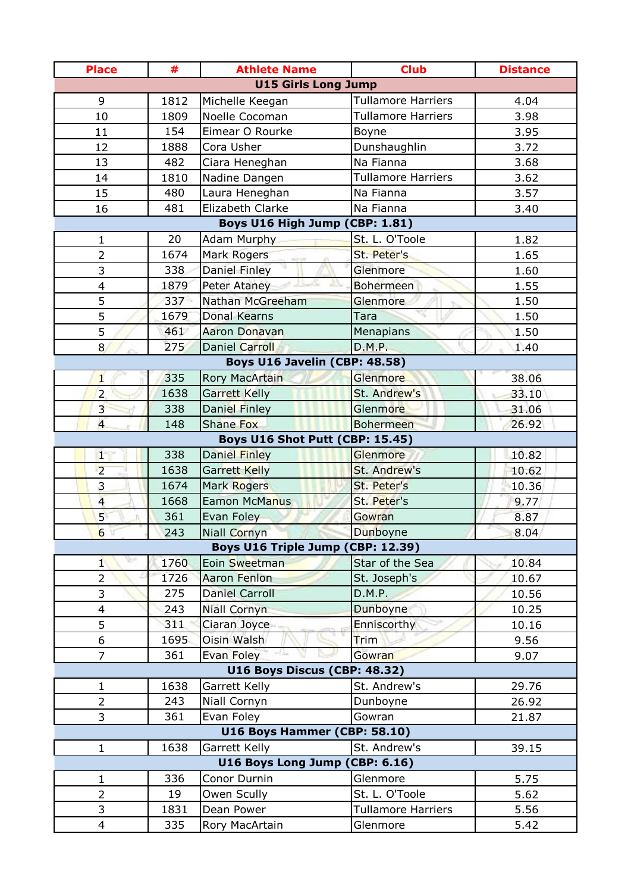| Place | # | Athlete Name | Club | Distance |
|---|---|---|---|---|
| **U15 Girls Long Jump** | | | | |
| 9 | 1812 | Michelle Keegan | Tullamore Harriers | 4.04 |
| 10 | 1809 | Noelle Cocoman | Tullamore Harriers | 3.98 |
| 11 | 154 | Eimear O Rourke | Boyne | 3.95 |
| 12 | 1888 | Cora Usher | Dunshaughlin | 3.72 |
| 13 | 482 | Ciara Heneghan | Na Fianna | 3.68 |
| 14 | 1810 | Nadine Dangen | Tullamore Harriers | 3.62 |
| 15 | 480 | Laura Heneghan | Na Fianna | 3.57 |
| 16 | 481 | Elizabeth Clarke | Na Fianna | 3.40 |
| **Boys U16 High Jump (CBP: 1.81)** | | | | |
| 1 | 20 | Adam Murphy | St. L. O'Toole | 1.82 |
| 2 | 1674 | Mark Rogers | St. Peter's | 1.65 |
| 3 | 338 | Daniel Finley | Glenmore | 1.60 |
| 4 | 1879 | Peter Ataney | Bohermeen | 1.55 |
| 5 | 337 | Nathan McGreeham | Glenmore | 1.50 |
| 5 | 1679 | Donal Kearns | Tara | 1.50 |
| 5 | 461 | Aaron Donavan | Menapians | 1.50 |
| 8 | 275 | Daniel Carroll | D.M.P. | 1.40 |
| **Boys U16 Javelin (CBP: 48.58)** | | | | |
| 1 | 335 | Rory MacArtain | Glenmore | 38.06 |
| 2 | 1638 | Garrett Kelly | St. Andrew's | 33.10 |
| 3 | 338 | Daniel Finley | Glenmore | 31.06 |
| 4 | 148 | Shane Fox | Bohermeen | 26.92 |
| **Boys U16 Shot Putt (CBP: 15.45)** | | | | |
| 1 | 338 | Daniel Finley | Glenmore | 10.82 |
| 2 | 1638 | Garrett Kelly | St. Andrew's | 10.62 |
| 3 | 1674 | Mark Rogers | St. Peter's | 10.36 |
| 4 | 1668 | Eamon McManus | St. Peter's | 9.77 |
| 5 | 361 | Evan Foley | Gowran | 8.87 |
| 6 | 243 | Niall Cornyn | Dunboyne | 8.04 |
| **Boys U16 Triple Jump (CBP: 12.39)** | | | | |
| 1 | 1760 | Eoin Sweetman | Star of the Sea | 10.84 |
| 2 | 1726 | Aaron Fenlon | St. Joseph's | 10.67 |
| 3 | 275 | Daniel Carroll | D.M.P. | 10.56 |
| 4 | 243 | Niall Cornyn | Dunboyne | 10.25 |
| 5 | 311 | Ciaran Joyce | Enniscorthy | 10.16 |
| 6 | 1695 | Oisin Walsh | Trim | 9.56 |
| 7 | 361 | Evan Foley | Gowran | 9.07 |
| **U16 Boys Discus (CBP: 48.32)** | | | | |
| 1 | 1638 | Garrett Kelly | St. Andrew's | 29.76 |
| 2 | 243 | Niall Cornyn | Dunboyne | 26.92 |
| 3 | 361 | Evan Foley | Gowran | 21.87 |
| **U16 Boys Hammer (CBP: 58.10)** | | | | |
| 1 | 1638 | Garrett Kelly | St. Andrew's | 39.15 |
| **U16 Boys Long Jump (CBP: 6.16)** | | | | |
| 1 | 336 | Conor Durnin | Glenmore | 5.75 |
| 2 | 19 | Owen Scully | St. L. O'Toole | 5.62 |
| 3 | 1831 | Dean Power | Tullamore Harriers | 5.56 |
| 4 | 335 | Rory MacArtain | Glenmore | 5.42 |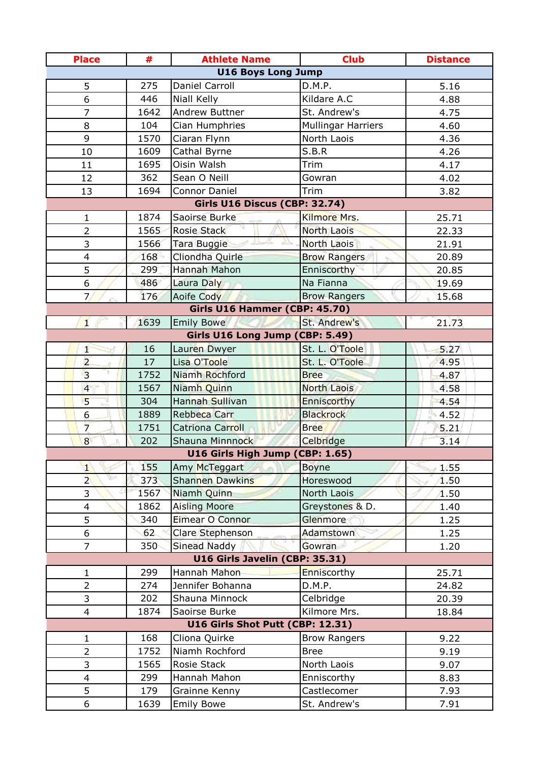| Place | # | Athlete Name | Club | Distance |
|---|---|---|---|---|
| **U16 Boys Long Jump** | | | | |
| 5 | 275 | Daniel Carroll | D.M.P. | 5.16 |
| 6 | 446 | Niall Kelly | Kildare A.C | 4.88 |
| 7 | 1642 | Andrew Buttner | St. Andrew's | 4.75 |
| 8 | 104 | Cian Humphries | Mullingar Harriers | 4.60 |
| 9 | 1570 | Ciaran Flynn | North Laois | 4.36 |
| 10 | 1609 | Cathal Byrne | S.B.R | 4.26 |
| 11 | 1695 | Oisin Walsh | Trim | 4.17 |
| 12 | 362 | Sean O Neill | Gowran | 4.02 |
| 13 | 1694 | Connor Daniel | Trim | 3.82 |
| **Girls U16 Discus (CBP: 32.74)** | | | | |
| 1 | 1874 | Saoirse Burke | Kilmore Mrs. | 25.71 |
| 2 | 1565 | Rosie Stack | North Laois | 22.33 |
| 3 | 1566 | Tara Buggie | North Laois | 21.91 |
| 4 | 168 | Cliondha Quirle | Brow Rangers | 20.89 |
| 5 | 299 | Hannah Mahon | Enniscorthy | 20.85 |
| 6 | 486 | Laura Daly | Na Fianna | 19.69 |
| 7 | 176 | Aoife Cody | Brow Rangers | 15.68 |
| **Girls U16 Hammer (CBP: 45.70)** | | | | |
| 1 | 1639 | Emily Bowe | St. Andrew's | 21.73 |
| **Girls U16 Long Jump (CBP: 5.49)** | | | | |
| 1 | 16 | Lauren Dwyer | St. L. O'Toole | 5.27 |
| 2 | 17 | Lisa O'Toole | St. L. O'Toole | 4.95 |
| 3 | 1752 | Niamh Rochford | Bree | 4.87 |
| 4 | 1567 | Niamh Quinn | North Laois | 4.58 |
| 5 | 304 | Hannah Sullivan | Enniscorthy | 4.54 |
| 6 | 1889 | Rebbeca Carr | Blackrock | 4.52 |
| 7 | 1751 | Catriona Carroll | Bree | 5.21 |
| 8 | 202 | Shauna Minnnock | Celbridge | 3.14 |
| **U16 Girls High Jump (CBP: 1.65)** | | | | |
| 1 | 155 | Amy McTeggart | Boyne | 1.55 |
| 2 | 373 | Shannen Dawkins | Horeswood | 1.50 |
| 3 | 1567 | Niamh Quinn | North Laois | 1.50 |
| 4 | 1862 | Aisling Moore | Greystones & D. | 1.40 |
| 5 | 340 | Eimear O Connor | Glenmore | 1.25 |
| 6 | 62 | Clare Stephenson | Adamstown | 1.25 |
| 7 | 350 | Sinead Naddy | Gowran | 1.20 |
| **U16 Girls Javelin (CBP: 35.31)** | | | | |
| 1 | 299 | Hannah Mahon | Enniscorthy | 25.71 |
| 2 | 274 | Jennifer Bohanna | D.M.P. | 24.82 |
| 3 | 202 | Shauna Minnock | Celbridge | 20.39 |
| 4 | 1874 | Saoirse Burke | Kilmore Mrs. | 18.84 |
| **U16 Girls Shot Putt (CBP: 12.31)** | | | | |
| 1 | 168 | Cliona Quirke | Brow Rangers | 9.22 |
| 2 | 1752 | Niamh Rochford | Bree | 9.19 |
| 3 | 1565 | Rosie Stack | North Laois | 9.07 |
| 4 | 299 | Hannah Mahon | Enniscorthy | 8.83 |
| 5 | 179 | Grainne Kenny | Castlecomer | 7.93 |
| 6 | 1639 | Emily Bowe | St. Andrew's | 7.91 |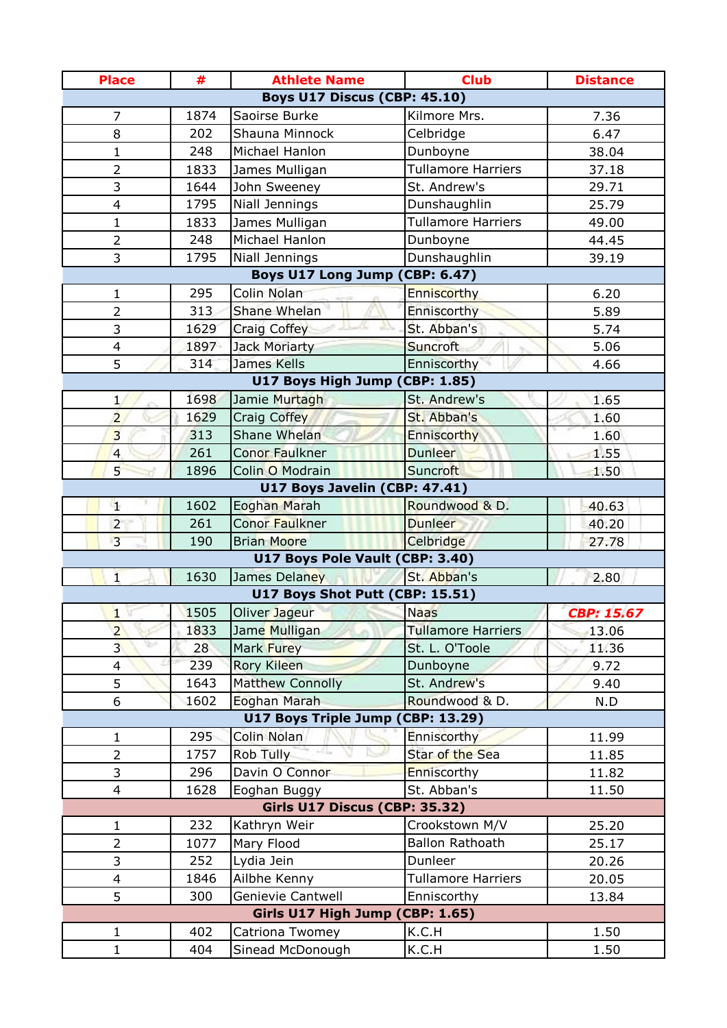| Place | # | Athlete Name | Club | Distance |
|---|---|---|---|---|
| **Boys U17 Discus (CBP: 45.10)** | | | | |
| 7 | 1874 | Saoirse Burke | Kilmore Mrs. | 7.36 |
| 8 | 202 | Shauna Minnock | Celbridge | 6.47 |
| 1 | 248 | Michael Hanlon | Dunboyne | 38.04 |
| 2 | 1833 | James Mulligan | Tullamore Harriers | 37.18 |
| 3 | 1644 | John Sweeney | St. Andrew's | 29.71 |
| 4 | 1795 | Niall Jennings | Dunshaughlin | 25.79 |
| 1 | 1833 | James Mulligan | Tullamore Harriers | 49.00 |
| 2 | 248 | Michael Hanlon | Dunboyne | 44.45 |
| 3 | 1795 | Niall Jennings | Dunshaughlin | 39.19 |
| **Boys U17 Long Jump (CBP: 6.47)** | | | | |
| 1 | 295 | Colin Nolan | Enniscorthy | 6.20 |
| 2 | 313 | Shane Whelan | Enniscorthy | 5.89 |
| 3 | 1629 | Craig Coffey | St. Abban's | 5.74 |
| 4 | 1897 | Jack Moriarty | Suncroft | 5.06 |
| 5 | 314 | James Kells | Enniscorthy | 4.66 |
| **U17 Boys High Jump (CBP: 1.85)** | | | | |
| 1 | 1698 | Jamie Murtagh | St. Andrew's | 1.65 |
| 2 | 1629 | Craig Coffey | St. Abban's | 1.60 |
| 3 | 313 | Shane Whelan | Enniscorthy | 1.60 |
| 4 | 261 | Conor Faulkner | Dunleer | 1.55 |
| 5 | 1896 | Colin O Modrain | Suncroft | 1.50 |
| **U17 Boys Javelin (CBP: 47.41)** | | | | |
| 1 | 1602 | Eoghan Marah | Roundwood & D. | 40.63 |
| 2 | 261 | Conor Faulkner | Dunleer | 40.20 |
| 3 | 190 | Brian Moore | Celbridge | 27.78 |
| **U17 Boys Pole Vault (CBP: 3.40)** | | | | |
| 1 | 1630 | James Delaney | St. Abban's | 2.80 |
| **U17 Boys Shot Putt (CBP: 15.51)** | | | | |
| 1 | 1505 | Oliver Jageur | Naas | ***CBP: 15.67*** |
| 2 | 1833 | Jame Mulligan | Tullamore Harriers | 13.06 |
| 3 | 28 | Mark Furey | St. L. O'Toole | 11.36 |
| 4 | 239 | Rory Kileen | Dunboyne | 9.72 |
| 5 | 1643 | Matthew Connolly | St. Andrew's | 9.40 |
| 6 | 1602 | Eoghan Marah | Roundwood & D. | N.D |
| **U17 Boys Triple Jump (CBP: 13.29)** | | | | |
| 1 | 295 | Colin Nolan | Enniscorthy | 11.99 |
| 2 | 1757 | Rob Tully | Star of the Sea | 11.85 |
| 3 | 296 | Davin O Connor | Enniscorthy | 11.82 |
| 4 | 1628 | Eoghan Buggy | St. Abban's | 11.50 |
| **Girls U17 Discus (CBP: 35.32)** | | | | |
| 1 | 232 | Kathryn Weir | Crookstown M/V | 25.20 |
| 2 | 1077 | Mary Flood | Ballon Rathoath | 25.17 |
| 3 | 252 | Lydia Jein | Dunleer | 20.26 |
| 4 | 1846 | Ailbhe Kenny | Tullamore Harriers | 20.05 |
| 5 | 300 | Genievie Cantwell | Enniscorthy | 13.84 |
| **Girls U17 High Jump (CBP: 1.65)** | | | | |
| 1 | 402 | Catriona Twomey | K.C.H | 1.50 |
| 1 | 404 | Sinead McDonough | K.C.H | 1.50 |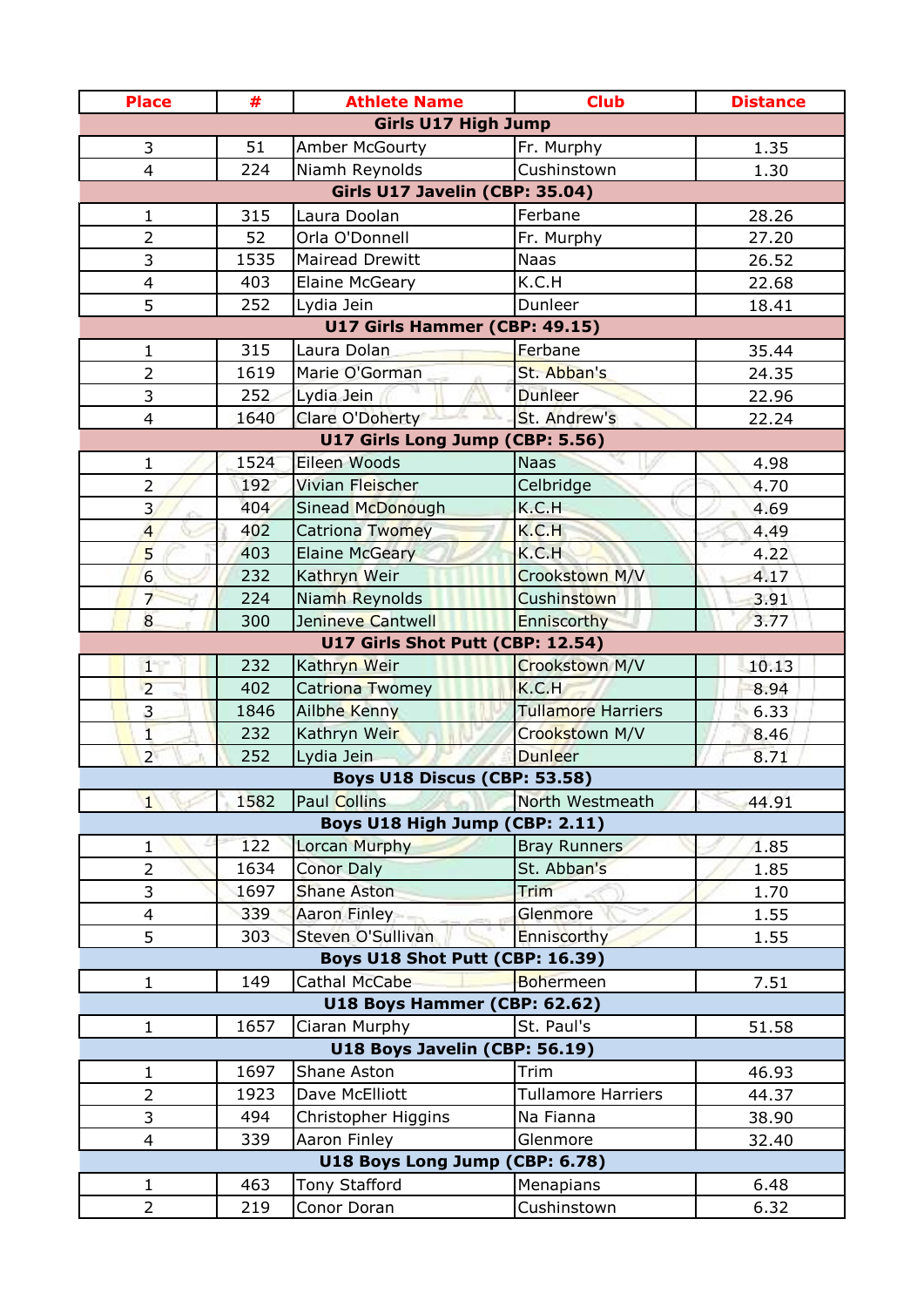| Place | # | Athlete Name | Club | Distance |
|---|---|---|---|---|
| **Girls U17 High Jump** | | | | |
| 3 | 51 | Amber McGourty | Fr. Murphy | 1.35 |
| 4 | 224 | Niamh Reynolds | Cushinstown | 1.30 |
| **Girls U17 Javelin (CBP: 35.04)** | | | | |
| 1 | 315 | Laura Doolan | Ferbane | 28.26 |
| 2 | 52 | Orla O'Donnell | Fr. Murphy | 27.20 |
| 3 | 1535 | Mairead Drewitt | Naas | 26.52 |
| 4 | 403 | Elaine McGeary | K.C.H | 22.68 |
| 5 | 252 | Lydia Jein | Dunleer | 18.41 |
| **U17 Girls Hammer (CBP: 49.15)** | | | | |
| 1 | 315 | Laura Dolan | Ferbane | 35.44 |
| 2 | 1619 | Marie O'Gorman | St. Abban's | 24.35 |
| 3 | 252 | Lydia Jein | Dunleer | 22.96 |
| 4 | 1640 | Clare O'Doherty | St. Andrew's | 22.24 |
| **U17 Girls Long Jump (CBP: 5.56)** | | | | |
| 1 | 1524 | Eileen Woods | Naas | 4.98 |
| 2 | 192 | Vivian Fleischer | Celbridge | 4.70 |
| 3 | 404 | Sinead McDonough | K.C.H | 4.69 |
| 4 | 402 | Catriona Twomey | K.C.H | 4.49 |
| 5 | 403 | Elaine McGeary | K.C.H | 4.22 |
| 6 | 232 | Kathryn Weir | Crookstown M/V | 4.17 |
| 7 | 224 | Niamh Reynolds | Cushinstown | 3.91 |
| 8 | 300 | Jenineve Cantwell | Enniscorthy | 3.77 |
| **U17 Girls Shot Putt (CBP: 12.54)** | | | | |
| 1 | 232 | Kathryn Weir | Crookstown M/V | 10.13 |
| 2 | 402 | Catriona Twomey | K.C.H | 8.94 |
| 3 | 1846 | Ailbhe Kenny | Tullamore Harriers | 6.33 |
| 1 | 232 | Kathryn Weir | Crookstown M/V | 8.46 |
| 2 | 252 | Lydia Jein | Dunleer | 8.71 |
| **Boys U18 Discus (CBP: 53.58)** | | | | |
| 1 | 1582 | Paul Collins | North Westmeath | 44.91 |
| **Boys U18 High Jump (CBP: 2.11)** | | | | |
| 1 | 122 | Lorcan Murphy | Bray Runners | 1.85 |
| 2 | 1634 | Conor Daly | St. Abban's | 1.85 |
| 3 | 1697 | Shane Aston | Trim | 1.70 |
| 4 | 339 | Aaron Finley | Glenmore | 1.55 |
| 5 | 303 | Steven O'Sullivan | Enniscorthy | 1.55 |
| **Boys U18 Shot Putt (CBP: 16.39)** | | | | |
| 1 | 149 | Cathal McCabe | Bohermeen | 7.51 |
| **U18 Boys Hammer (CBP: 62.62)** | | | | |
| 1 | 1657 | Ciaran Murphy | St. Paul's | 51.58 |
| **U18 Boys Javelin (CBP: 56.19)** | | | | |
| 1 | 1697 | Shane Aston | Trim | 46.93 |
| 2 | 1923 | Dave McElliott | Tullamore Harriers | 44.37 |
| 3 | 494 | Christopher Higgins | Na Fianna | 38.90 |
| 4 | 339 | Aaron Finley | Glenmore | 32.40 |
| **U18 Boys Long Jump (CBP: 6.78)** | | | | |
| 1 | 463 | Tony Stafford | Menapians | 6.48 |
| 2 | 219 | Conor Doran | Cushinstown | 6.32 |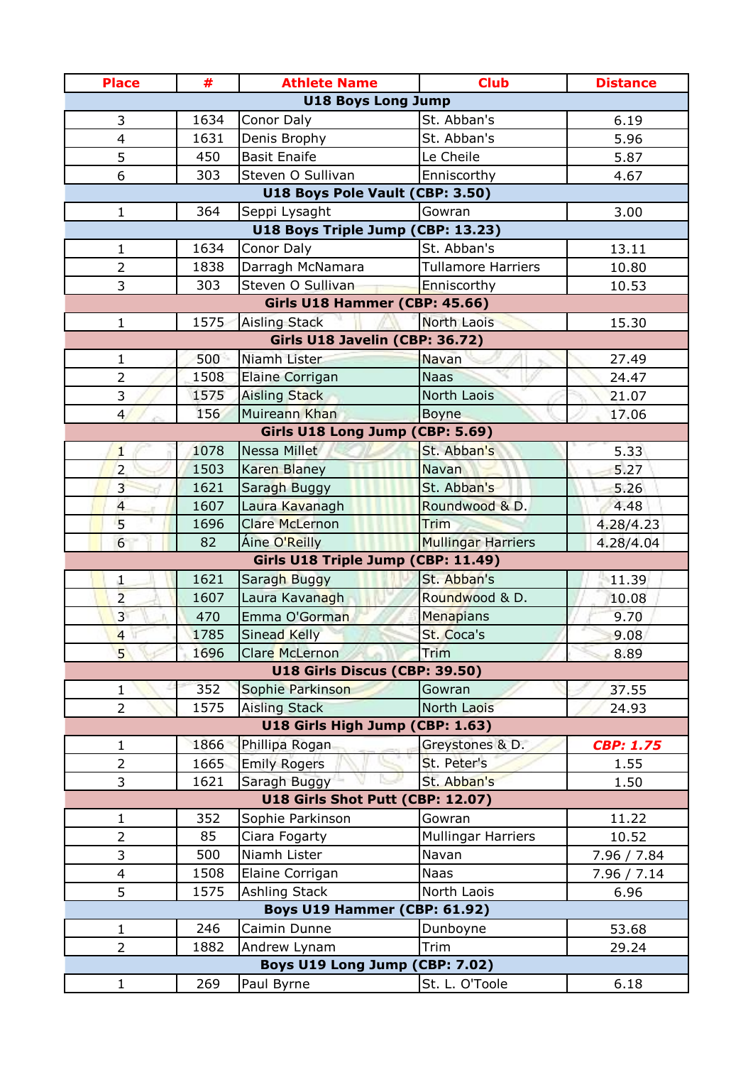| Place | # | Athlete Name | Club | Distance |
|---|---|---|---|---|
| **U18 Boys Long Jump** | | | | |
| 3 | 1634 | Conor Daly | St. Abban's | 6.19 |
| 4 | 1631 | Denis Brophy | St. Abban's | 5.96 |
| 5 | 450 | Basit Enaife | Le Cheile | 5.87 |
| 6 | 303 | Steven O Sullivan | Enniscorthy | 4.67 |
| **U18 Boys Pole Vault (CBP: 3.50)** | | | | |
| 1 | 364 | Seppi Lysaght | Gowran | 3.00 |
| **U18 Boys Triple Jump (CBP: 13.23)** | | | | |
| 1 | 1634 | Conor Daly | St. Abban's | 13.11 |
| 2 | 1838 | Darragh McNamara | Tullamore Harriers | 10.80 |
| 3 | 303 | Steven O Sullivan | Enniscorthy | 10.53 |
| **Girls U18 Hammer (CBP: 45.66)** | | | | |
| 1 | 1575 | Aisling Stack | North Laois | 15.30 |
| **Girls U18 Javelin (CBP: 36.72)** | | | | |
| 1 | 500 | Niamh Lister | Navan | 27.49 |
| 2 | 1508 | Elaine Corrigan | Naas | 24.47 |
| 3 | 1575 | Aisling Stack | North Laois | 21.07 |
| 4 | 156 | Muireann Khan | Boyne | 17.06 |
| **Girls U18 Long Jump (CBP: 5.69)** | | | | |
| 1 | 1078 | Nessa Millet | St. Abban's | 5.33 |
| 2 | 1503 | Karen Blaney | Navan | 5.27 |
| 3 | 1621 | Saragh Buggy | St. Abban's | 5.26 |
| 4 | 1607 | Laura Kavanagh | Roundwood & D. | 4.48 |
| 5 | 1696 | Clare McLernon | Trim | 4.28/4.23 |
| 6 | 82 | Áine O'Reilly | Mullingar Harriers | 4.28/4.04 |
| **Girls U18 Triple Jump (CBP: 11.49)** | | | | |
| 1 | 1621 | Saragh Buggy | St. Abban's | 11.39 |
| 2 | 1607 | Laura Kavanagh | Roundwood & D. | 10.08 |
| 3 | 470 | Emma O'Gorman | Menapians | 9.70 |
| 4 | 1785 | Sinead Kelly | St. Coca's | 9.08 |
| 5 | 1696 | Clare McLernon | Trim | 8.89 |
| **U18 Girls Discus (CBP: 39.50)** | | | | |
| 1 | 352 | Sophie Parkinson | Gowran | 37.55 |
| 2 | 1575 | Aisling Stack | North Laois | 24.93 |
| **U18 Girls High Jump (CBP: 1.63)** | | | | |
| 1 | 1866 | Phillipa Rogan | Greystones & D. | ***CBP: 1.75*** |
| 2 | 1665 | Emily Rogers | St. Peter's | 1.55 |
| 3 | 1621 | Saragh Buggy | St. Abban's | 1.50 |
| **U18 Girls Shot Putt (CBP: 12.07)** | | | | |
| 1 | 352 | Sophie Parkinson | Gowran | 11.22 |
| 2 | 85 | Ciara Fogarty | Mullingar Harriers | 10.52 |
| 3 | 500 | Niamh Lister | Navan | 7.96 / 7.84 |
| 4 | 1508 | Elaine Corrigan | Naas | 7.96 / 7.14 |
| 5 | 1575 | Ashling Stack | North Laois | 6.96 |
| **Boys U19 Hammer (CBP: 61.92)** | | | | |
| 1 | 246 | Caimin Dunne | Dunboyne | 53.68 |
| 2 | 1882 | Andrew Lynam | Trim | 29.24 |
| **Boys U19 Long Jump (CBP: 7.02)** | | | | |
| 1 | 269 | Paul Byrne | St. L. O'Toole | 6.18 |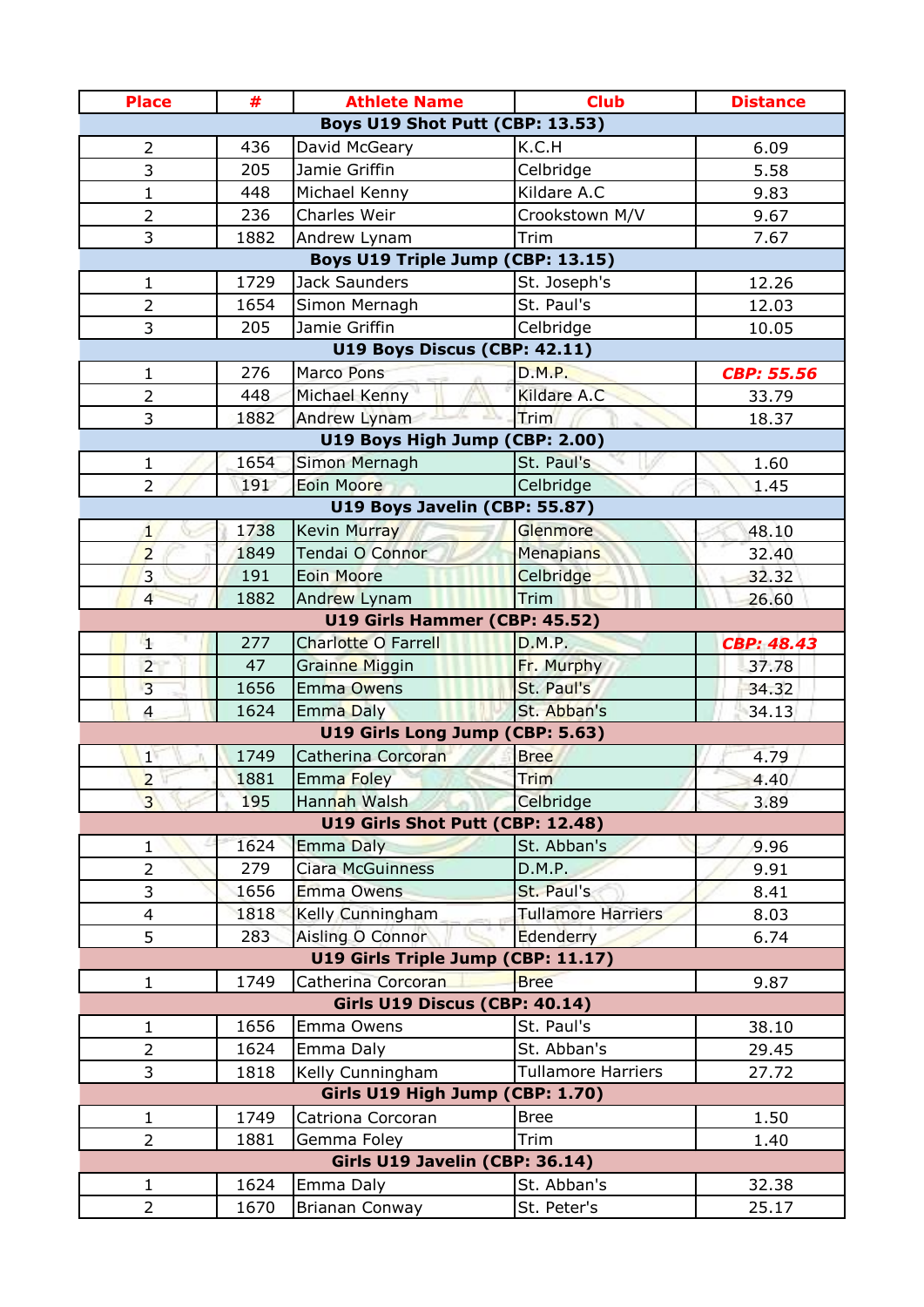| Place | # | Athlete Name | Club | Distance |
|---|---|---|---|---|
| **Boys U19 Shot Putt (CBP: 13.53)** | | | | |
| 2 | 436 | David McGeary | K.C.H | 6.09 |
| 3 | 205 | Jamie Griffin | Celbridge | 5.58 |
| 1 | 448 | Michael Kenny | Kildare A.C | 9.83 |
| 2 | 236 | Charles Weir | Crookstown M/V | 9.67 |
| 3 | 1882 | Andrew Lynam | Trim | 7.67 |
| **Boys U19 Triple Jump (CBP: 13.15)** | | | | |
| 1 | 1729 | Jack Saunders | St. Joseph's | 12.26 |
| 2 | 1654 | Simon Mernagh | St. Paul's | 12.03 |
| 3 | 205 | Jamie Griffin | Celbridge | 10.05 |
| **U19 Boys Discus (CBP: 42.11)** | | | | |
| 1 | 276 | Marco Pons | D.M.P. | ***CBP: 55.56*** |
| 2 | 448 | Michael Kenny | Kildare A.C | 33.79 |
| 3 | 1882 | Andrew Lynam | Trim | 18.37 |
| **U19 Boys High Jump (CBP: 2.00)** | | | | |
| 1 | 1654 | Simon Mernagh | St. Paul's | 1.60 |
| 2 | 191 | Eoin Moore | Celbridge | 1.45 |
| **U19 Boys Javelin (CBP: 55.87)** | | | | |
| 1 | 1738 | Kevin Murray | Glenmore | 48.10 |
| 2 | 1849 | Tendai O Connor | Menapians | 32.40 |
| 3 | 191 | Eoin Moore | Celbridge | 32.32 |
| 4 | 1882 | Andrew Lynam | Trim | 26.60 |
| **U19 Girls Hammer (CBP: 45.52)** | | | | |
| 1 | 277 | Charlotte O Farrell | D.M.P. | ***CBP: 48.43*** |
| 2 | 47 | Grainne Miggin | Fr. Murphy | 37.78 |
| 3 | 1656 | Emma Owens | St. Paul's | 34.32 |
| 4 | 1624 | Emma Daly | St. Abban's | 34.13 |
| **U19 Girls Long Jump (CBP: 5.63)** | | | | |
| 1 | 1749 | Catherina Corcoran | Bree | 4.79 |
| 2 | 1881 | Emma Foley | Trim | 4.40 |
| 3 | 195 | Hannah Walsh | Celbridge | 3.89 |
| **U19 Girls Shot Putt (CBP: 12.48)** | | | | |
| 1 | 1624 | Emma Daly | St. Abban's | 9.96 |
| 2 | 279 | Ciara McGuinness | D.M.P. | 9.91 |
| 3 | 1656 | Emma Owens | St. Paul's | 8.41 |
| 4 | 1818 | Kelly Cunningham | Tullamore Harriers | 8.03 |
| 5 | 283 | Aisling O Connor | Edenderry | 6.74 |
| **U19 Girls Triple Jump (CBP: 11.17)** | | | | |
| 1 | 1749 | Catherina Corcoran | Bree | 9.87 |
| **Girls U19 Discus (CBP: 40.14)** | | | | |
| 1 | 1656 | Emma Owens | St. Paul's | 38.10 |
| 2 | 1624 | Emma Daly | St. Abban's | 29.45 |
| 3 | 1818 | Kelly Cunningham | Tullamore Harriers | 27.72 |
| **Girls U19 High Jump (CBP: 1.70)** | | | | |
| 1 | 1749 | Catriona Corcoran | Bree | 1.50 |
| 2 | 1881 | Gemma Foley | Trim | 1.40 |
| **Girls U19 Javelin (CBP: 36.14)** | | | | |
| 1 | 1624 | Emma Daly | St. Abban's | 32.38 |
| 2 | 1670 | Brianan Conway | St. Peter's | 25.17 |